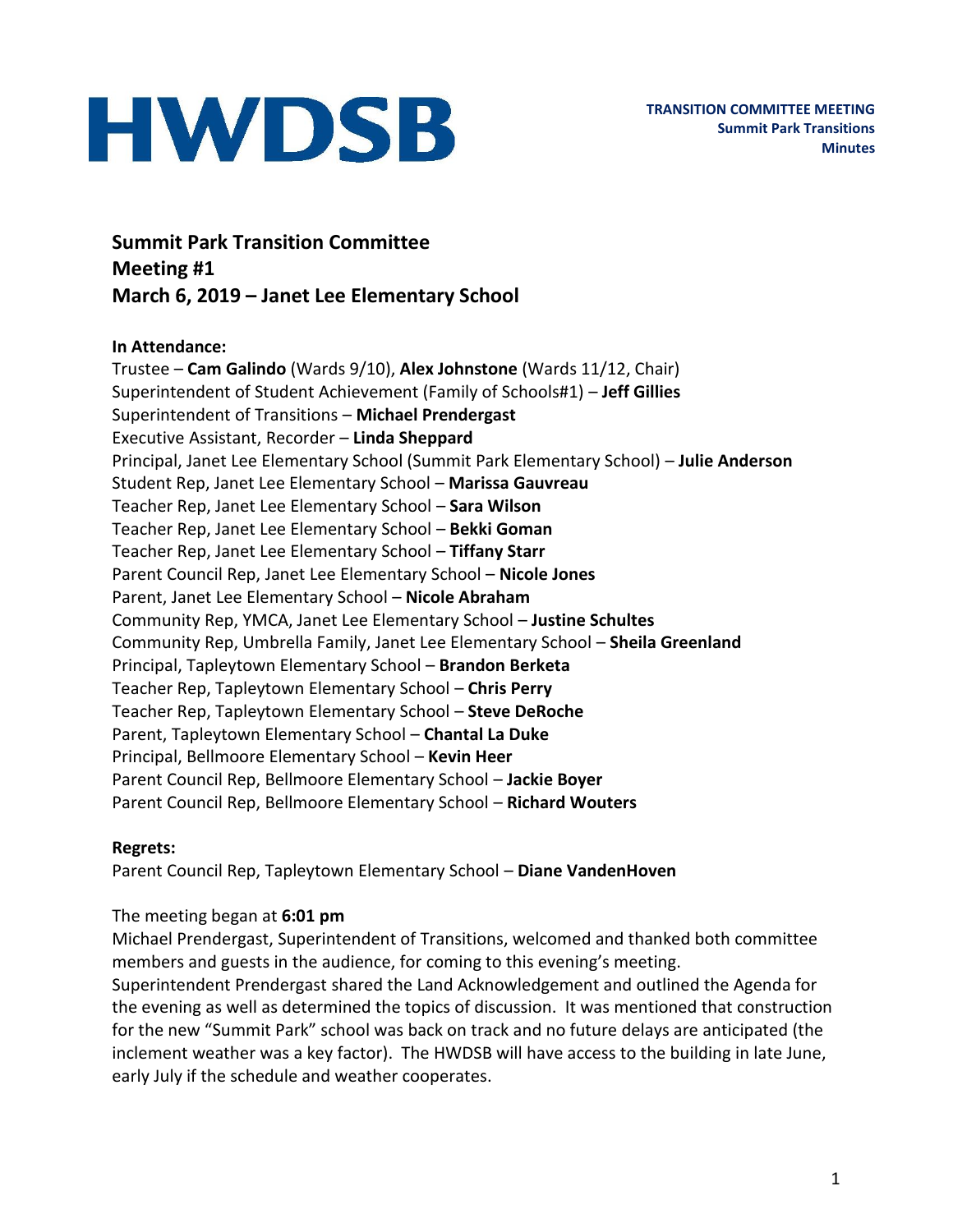# HWDSB

**TRANSITION COMMITTEE MEETING**
**Summit Park Transitions**
**Minutes**

## Summit Park Transition Committee
## Meeting #1
## March 6, 2019 – Janet Lee Elementary School

**In Attendance:**

Trustee – **Cam Galindo** (Wards 9/10), **Alex Johnstone** (Wards 11/12, Chair)
Superintendent of Student Achievement (Family of Schools#1) – **Jeff Gillies**
Superintendent of Transitions – **Michael Prendergast**
Executive Assistant, Recorder – **Linda Sheppard**
Principal, Janet Lee Elementary School (Summit Park Elementary School) – **Julie Anderson**
Student Rep, Janet Lee Elementary School – **Marissa Gauvreau**
Teacher Rep, Janet Lee Elementary School – **Sara Wilson**
Teacher Rep, Janet Lee Elementary School – **Bekki Goman**
Teacher Rep, Janet Lee Elementary School – **Tiffany Starr**
Parent Council Rep, Janet Lee Elementary School – **Nicole Jones**
Parent, Janet Lee Elementary School – **Nicole Abraham**
Community Rep, YMCA, Janet Lee Elementary School – **Justine Schultes**
Community Rep, Umbrella Family, Janet Lee Elementary School – **Sheila Greenland**
Principal, Tapleytown Elementary School – **Brandon Berketa**
Teacher Rep, Tapleytown Elementary School – **Chris Perry**
Teacher Rep, Tapleytown Elementary School – **Steve DeRoche**
Parent, Tapleytown Elementary School – **Chantal La Duke**
Principal, Bellmoore Elementary School – **Kevin Heer**
Parent Council Rep, Bellmoore Elementary School – **Jackie Boyer**
Parent Council Rep, Bellmoore Elementary School – **Richard Wouters**

**Regrets:**

Parent Council Rep, Tapleytown Elementary School – **Diane VandenHoven**

The meeting began at **6:01 pm**

Michael Prendergast, Superintendent of Transitions, welcomed and thanked both committee members and guests in the audience, for coming to this evening's meeting.

Superintendent Prendergast shared the Land Acknowledgement and outlined the Agenda for the evening as well as determined the topics of discussion. It was mentioned that construction for the new "Summit Park" school was back on track and no future delays are anticipated (the inclement weather was a key factor). The HWDSB will have access to the building in late June, early July if the schedule and weather cooperates.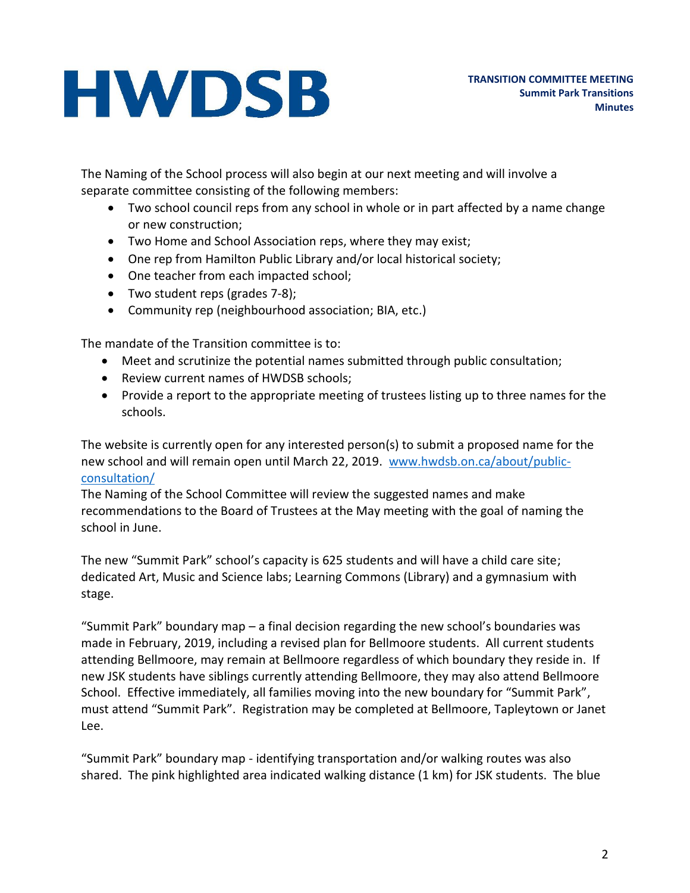The Naming of the School process will also begin at our next meeting and will involve a separate committee consisting of the following members:

- Two school council reps from any school in whole or in part affected by a name change or new construction;
- Two Home and School Association reps, where they may exist;
- One rep from Hamilton Public Library and/or local historical society;
- One teacher from each impacted school;
- Two student reps (grades 7-8);
- Community rep (neighbourhood association; BIA, etc.)

The mandate of the Transition committee is to:

- Meet and scrutinize the potential names submitted through public consultation;
- Review current names of HWDSB schools;
- Provide a report to the appropriate meeting of trustees listing up to three names for the schools.

The website is currently open for any interested person(s) to submit a proposed name for the new school and will remain open until March 22, 2019. [www.hwdsb.on.ca/about/public-consultation/](www.hwdsb.on.ca/about/public-consultation/)
The Naming of the School Committee will review the suggested names and make recommendations to the Board of Trustees at the May meeting with the goal of naming the school in June.

The new "Summit Park" school's capacity is 625 students and will have a child care site; dedicated Art, Music and Science labs; Learning Commons (Library) and a gymnasium with stage.

"Summit Park" boundary map – a final decision regarding the new school's boundaries was made in February, 2019, including a revised plan for Bellmoore students. All current students attending Bellmoore, may remain at Bellmoore regardless of which boundary they reside in. If new JSK students have siblings currently attending Bellmoore, they may also attend Bellmoore School. Effective immediately, all families moving into the new boundary for "Summit Park", must attend "Summit Park". Registration may be completed at Bellmoore, Tapleytown or Janet Lee.

"Summit Park" boundary map - identifying transportation and/or walking routes was also shared. The pink highlighted area indicated walking distance (1 km) for JSK students. The blue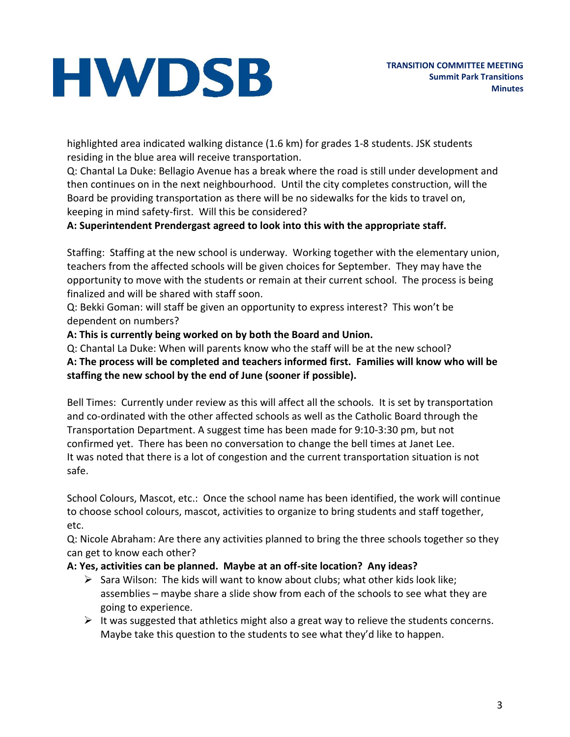highlighted area indicated walking distance (1.6 km) for grades 1-8 students. JSK students residing in the blue area will receive transportation.

Q: Chantal La Duke: Bellagio Avenue has a break where the road is still under development and then continues on in the next neighbourhood. Until the city completes construction, will the Board be providing transportation as there will be no sidewalks for the kids to travel on, keeping in mind safety-first. Will this be considered?

**A: Superintendent Prendergast agreed to look into this with the appropriate staff.**

Staffing: Staffing at the new school is underway. Working together with the elementary union, teachers from the affected schools will be given choices for September. They may have the opportunity to move with the students or remain at their current school. The process is being finalized and will be shared with staff soon.

Q: Bekki Goman: will staff be given an opportunity to express interest? This won't be dependent on numbers?

**A: This is currently being worked on by both the Board and Union.**

Q: Chantal La Duke: When will parents know who the staff will be at the new school?

**A: The process will be completed and teachers informed first. Families will know who will be staffing the new school by the end of June (sooner if possible).**

Bell Times: Currently under review as this will affect all the schools. It is set by transportation and co-ordinated with the other affected schools as well as the Catholic Board through the Transportation Department. A suggest time has been made for 9:10-3:30 pm, but not confirmed yet. There has been no conversation to change the bell times at Janet Lee. It was noted that there is a lot of congestion and the current transportation situation is not safe.

School Colours, Mascot, etc.: Once the school name has been identified, the work will continue to choose school colours, mascot, activities to organize to bring students and staff together, etc.

Q: Nicole Abraham: Are there any activities planned to bring the three schools together so they can get to know each other?

**A: Yes, activities can be planned. Maybe at an off-site location? Any ideas?**

- Sara Wilson: The kids will want to know about clubs; what other kids look like; assemblies – maybe share a slide show from each of the schools to see what they are going to experience.
- It was suggested that athletics might also a great way to relieve the students concerns. Maybe take this question to the students to see what they'd like to happen.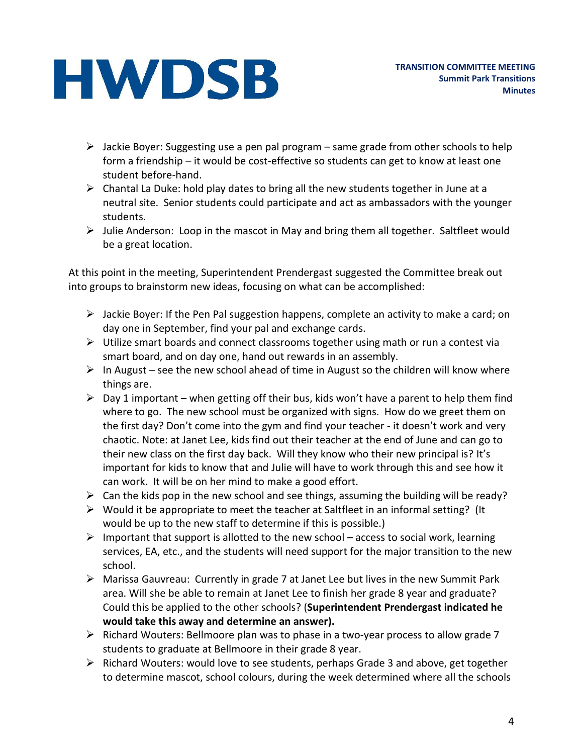- Jackie Boyer: Suggesting use a pen pal program – same grade from other schools to help form a friendship – it would be cost-effective so students can get to know at least one student before-hand.
- Chantal La Duke: hold play dates to bring all the new students together in June at a neutral site. Senior students could participate and act as ambassadors with the younger students.
- Julie Anderson: Loop in the mascot in May and bring them all together. Saltfleet would be a great location.

At this point in the meeting, Superintendent Prendergast suggested the Committee break out into groups to brainstorm new ideas, focusing on what can be accomplished:

- Jackie Boyer: If the Pen Pal suggestion happens, complete an activity to make a card; on day one in September, find your pal and exchange cards.
- Utilize smart boards and connect classrooms together using math or run a contest via smart board, and on day one, hand out rewards in an assembly.
- In August – see the new school ahead of time in August so the children will know where things are.
- Day 1 important – when getting off their bus, kids won't have a parent to help them find where to go. The new school must be organized with signs. How do we greet them on the first day? Don't come into the gym and find your teacher - it doesn't work and very chaotic. Note: at Janet Lee, kids find out their teacher at the end of June and can go to their new class on the first day back. Will they know who their new principal is? It's important for kids to know that and Julie will have to work through this and see how it can work. It will be on her mind to make a good effort.
- Can the kids pop in the new school and see things, assuming the building will be ready?
- Would it be appropriate to meet the teacher at Saltfleet in an informal setting? (It would be up to the new staff to determine if this is possible.)
- Important that support is allotted to the new school – access to social work, learning services, EA, etc., and the students will need support for the major transition to the new school.
- Marissa Gauvreau: Currently in grade 7 at Janet Lee but lives in the new Summit Park area. Will she be able to remain at Janet Lee to finish her grade 8 year and graduate? Could this be applied to the other schools? (**Superintendent Prendergast indicated he would take this away and determine an answer).**
- Richard Wouters: Bellmoore plan was to phase in a two-year process to allow grade 7 students to graduate at Bellmoore in their grade 8 year.
- Richard Wouters: would love to see students, perhaps Grade 3 and above, get together to determine mascot, school colours, during the week determined where all the schools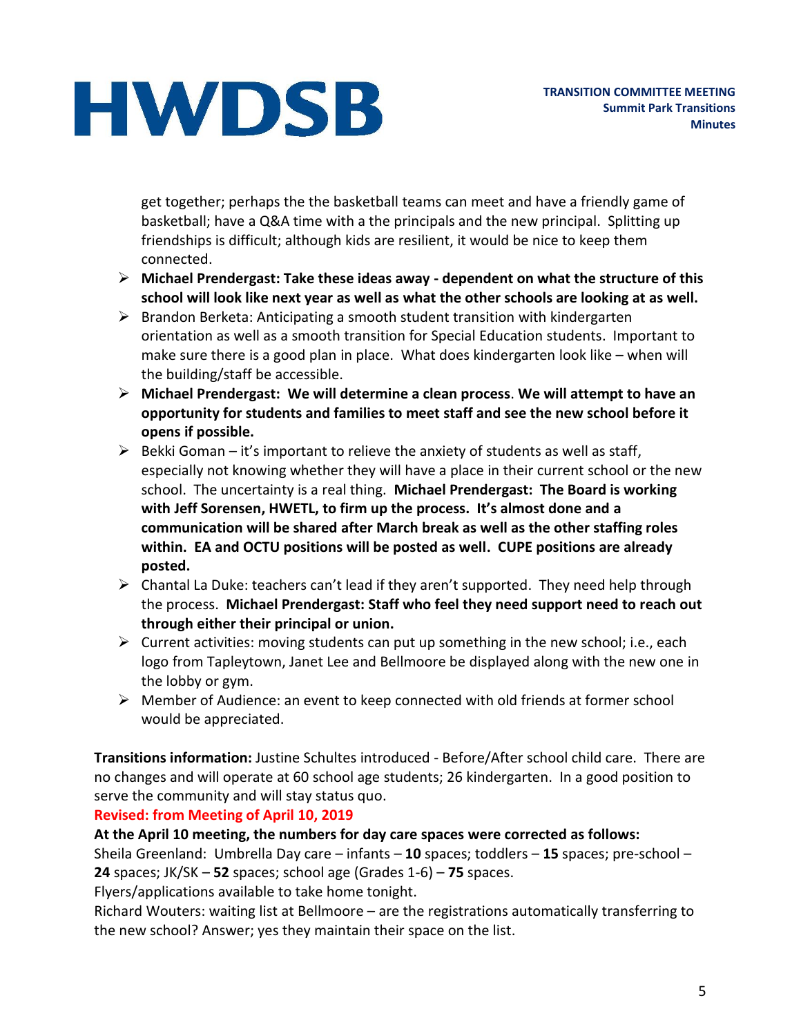get together; perhaps the the basketball teams can meet and have a friendly game of basketball; have a Q&A time with a the principals and the new principal. Splitting up friendships is difficult; although kids are resilient, it would be nice to keep them connected.

- **Michael Prendergast: Take these ideas away - dependent on what the structure of this school will look like next year as well as what the other schools are looking at as well.**
- Brandon Berketa: Anticipating a smooth student transition with kindergarten orientation as well as a smooth transition for Special Education students. Important to make sure there is a good plan in place. What does kindergarten look like – when will the building/staff be accessible.
- **Michael Prendergast: We will determine a clean process. We will attempt to have an opportunity for students and families to meet staff and see the new school before it opens if possible.**
- Bekki Goman – it's important to relieve the anxiety of students as well as staff, especially not knowing whether they will have a place in their current school or the new school. The uncertainty is a real thing. **Michael Prendergast: The Board is working with Jeff Sorensen, HWETL, to firm up the process. It's almost done and a communication will be shared after March break as well as the other staffing roles within. EA and OCTU positions will be posted as well. CUPE positions are already posted.**
- Chantal La Duke: teachers can't lead if they aren't supported. They need help through the process. **Michael Prendergast: Staff who feel they need support need to reach out through either their principal or union.**
- Current activities: moving students can put up something in the new school; i.e., each logo from Tapleytown, Janet Lee and Bellmoore be displayed along with the new one in the lobby or gym.
- Member of Audience: an event to keep connected with old friends at former school would be appreciated.

**Transitions information:** Justine Schultes introduced - Before/After school child care. There are no changes and will operate at 60 school age students; 26 kindergarten. In a good position to serve the community and will stay status quo.

**Revised: from Meeting of April 10, 2019**

**At the April 10 meeting, the numbers for day care spaces were corrected as follows:**

Sheila Greenland: Umbrella Day care – infants – **10** spaces; toddlers – **15** spaces; pre-school – **24** spaces; JK/SK – **52** spaces; school age (Grades 1-6) – **75** spaces.

Flyers/applications available to take home tonight.

Richard Wouters: waiting list at Bellmoore – are the registrations automatically transferring to the new school? Answer; yes they maintain their space on the list.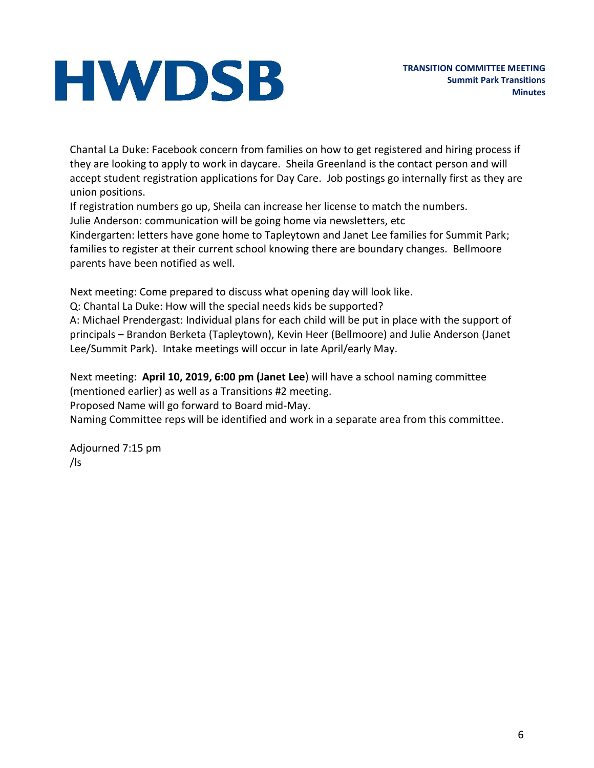**HWDSB**

**TRANSITION COMMITTEE MEETING**
**Summit Park Transitions**
**Minutes**

Chantal La Duke: Facebook concern from families on how to get registered and hiring process if they are looking to apply to work in daycare. Sheila Greenland is the contact person and will accept student registration applications for Day Care. Job postings go internally first as they are union positions.
If registration numbers go up, Sheila can increase her license to match the numbers.
Julie Anderson: communication will be going home via newsletters, etc
Kindergarten: letters have gone home to Tapleytown and Janet Lee families for Summit Park; families to register at their current school knowing there are boundary changes. Bellmoore parents have been notified as well.

Next meeting: Come prepared to discuss what opening day will look like.
Q: Chantal La Duke: How will the special needs kids be supported?
A: Michael Prendergast: Individual plans for each child will be put in place with the support of principals – Brandon Berketa (Tapleytown), Kevin Heer (Bellmoore) and Julie Anderson (Janet Lee/Summit Park). Intake meetings will occur in late April/early May.

Next meeting: **April 10, 2019, 6:00 pm (Janet Lee**) will have a school naming committee (mentioned earlier) as well as a Transitions #2 meeting.
Proposed Name will go forward to Board mid-May.
Naming Committee reps will be identified and work in a separate area from this committee.

Adjourned 7:15 pm
/ls